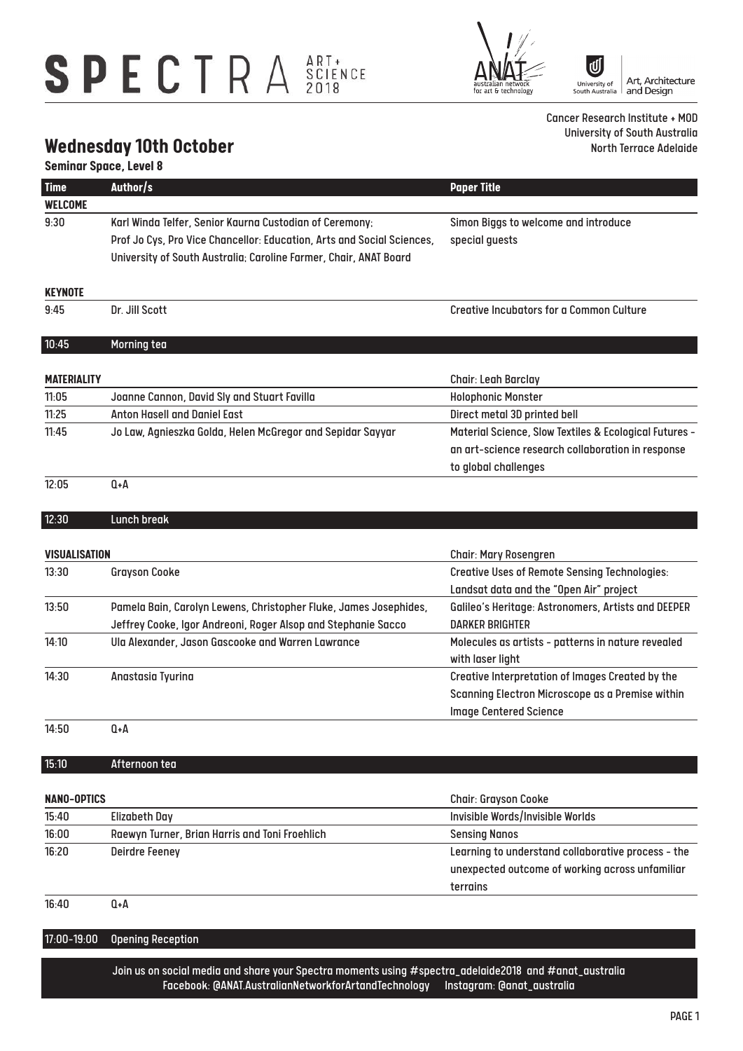# SPECTRA ART + SCIENCE 2018

australian network for art & technology

University of South Australia | Art, Architecture and Design

Cancer Research Institute + MOD
University of South Australia
North Terrace Adelaide

## Wednesday 10th October

**Seminar Space, Level 8**

| Time | Author/s | Paper Title |
|---|---|---|
| **WELCOME** | | |
| 9:30 | Karl Winda Telfer, Senior Kaurna Custodian of Ceremony; Prof Jo Cys, Pro Vice Chancellor: Education, Arts and Social Sciences, University of South Australia; Caroline Farmer, Chair, ANAT Board | Simon Biggs to welcome and introduce special guests |
| **KEYNOTE** | | |
| 9:45 | Dr. Jill Scott | Creative Incubators for a Common Culture |
| 10:45 | Morning tea | |
| **MATERIALITY** | | Chair: Leah Barclay |
| 11:05 | Joanne Cannon, David Sly and Stuart Favilla | Holophonic Monster |
| 11:25 | Anton Hasell and Daniel East | Direct metal 3D printed bell |
| 11:45 | Jo Law, Agnieszka Golda, Helen McGregor and Sepidar Sayyar | Material Science, Slow Textiles & Ecological Futures - an art-science research collaboration in response to global challenges |
| 12:05 | Q+A | |
| 12:30 | Lunch break | |
| **VISUALISATION** | | Chair: Mary Rosengren |
| 13:30 | Grayson Cooke | Creative Uses of Remote Sensing Technologies: Landsat data and the "Open Air" project |
| 13:50 | Pamela Bain, Carolyn Lewens, Christopher Fluke, James Josephides, Jeffrey Cooke, Igor Andreoni, Roger Alsop and Stephanie Sacco | Galileo's Heritage: Astronomers, Artists and DEEPER DARKER BRIGHTER |
| 14:10 | Ula Alexander, Jason Gascooke and Warren Lawrance | Molecules as artists - patterns in nature revealed with laser light |
| 14:30 | Anastasia Tyurina | Creative Interpretation of Images Created by the Scanning Electron Microscope as a Premise within Image Centered Science |
| 14:50 | Q+A | |
| 15:10 | Afternoon tea | |
| **NANO-OPTICS** | | Chair: Grayson Cooke |
| 15:40 | Elizabeth Day | Invisible Words/Invisible Worlds |
| 16:00 | Raewyn Turner, Brian Harris and Toni Froehlich | Sensing Nanos |
| 16:20 | Deirdre Feeney | Learning to understand collaborative process - the unexpected outcome of working across unfamiliar terrains |
| 16:40 | Q+A | |
| 17:00-19:00 | Opening Reception | |

Join us on social media and share your Spectra moments using #spectra_adelaide2018 and #anat_australia
Facebook: @ANAT.AustralianNetworkforArtandTechnology Instagram: @anat_australia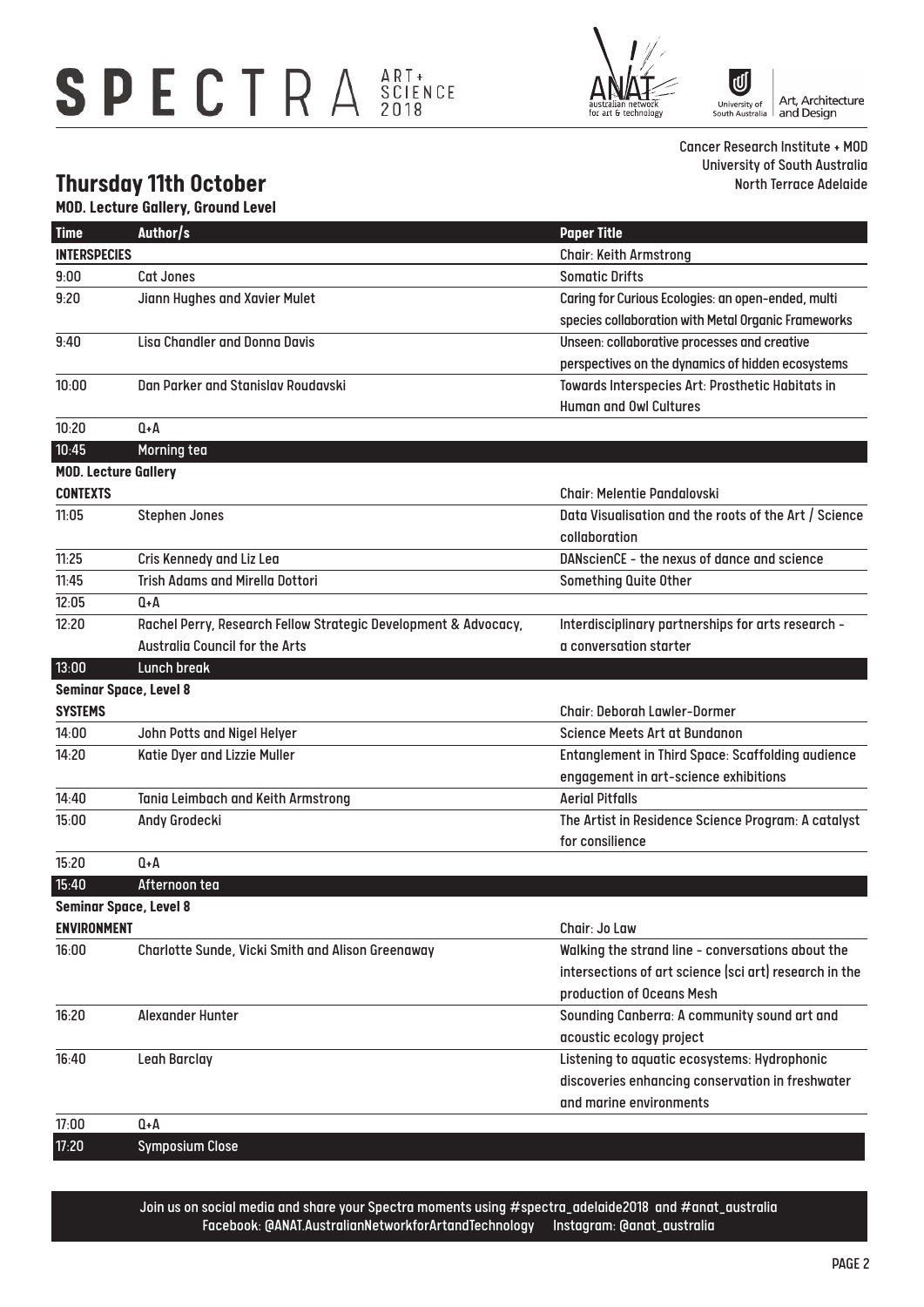# SPECTRA ART + SCIENCE 2018

Cancer Research Institute + MOD
University of South Australia
North Terrace Adelaide

## Thursday 11th October

**MOD. Lecture Gallery, Ground Level**

| Time | Author/s | Paper Title |
|---|---|---|
| **INTERSPECIES** | | Chair: Keith Armstrong |
| 9:00 | Cat Jones | Somatic Drifts |
| 9:20 | Jiann Hughes and Xavier Mulet | Caring for Curious Ecologies: an open-ended, multi species collaboration with Metal Organic Frameworks |
| 9:40 | Lisa Chandler and Donna Davis | Unseen: collaborative processes and creative perspectives on the dynamics of hidden ecosystems |
| 10:00 | Dan Parker and Stanislav Roudavski | Towards Interspecies Art: Prosthetic Habitats in Human and Owl Cultures |
| 10:20 | Q+A | |
| 10:45 | Morning tea | |
| **MOD. Lecture Gallery** | | |
| **CONTEXTS** | | Chair: Melentie Pandalovski |
| 11:05 | Stephen Jones | Data Visualisation and the roots of the Art / Science collaboration |
| 11:25 | Cris Kennedy and Liz Lea | DANscienCE - the nexus of dance and science |
| 11:45 | Trish Adams and Mirella Dottori | Something Quite Other |
| 12:05 | Q+A | |
| 12:20 | Rachel Perry, Research Fellow Strategic Development & Advocacy, Australia Council for the Arts | Interdisciplinary partnerships for arts research - a conversation starter |
| 13:00 | Lunch break | |
| **Seminar Space, Level 8** | | |
| **SYSTEMS** | | Chair: Deborah Lawler-Dormer |
| 14:00 | John Potts and Nigel Helyer | Science Meets Art at Bundanon |
| 14:20 | Katie Dyer and Lizzie Muller | Entanglement in Third Space: Scaffolding audience engagement in art-science exhibitions |
| 14:40 | Tania Leimbach and Keith Armstrong | Aerial Pitfalls |
| 15:00 | Andy Grodecki | The Artist in Residence Science Program: A catalyst for consilience |
| 15:20 | Q+A | |
| 15:40 | Afternoon tea | |
| **Seminar Space, Level 8** | | |
| **ENVIRONMENT** | | Chair: Jo Law |
| 16:00 | Charlotte Sunde, Vicki Smith and Alison Greenaway | Walking the strand line - conversations about the intersections of art science (sci art) research in the production of Oceans Mesh |
| 16:20 | Alexander Hunter | Sounding Canberra: A community sound art and acoustic ecology project |
| 16:40 | Leah Barclay | Listening to aquatic ecosystems: Hydrophonic discoveries enhancing conservation in freshwater and marine environments |
| 17:00 | Q+A | |
| 17:20 | Symposium Close | |

Join us on social media and share your Spectra moments using #spectra_adelaide2018 and #anat_australia
Facebook: @ANAT.AustralianNetworkforArtandTechnology Instagram: @anat_australia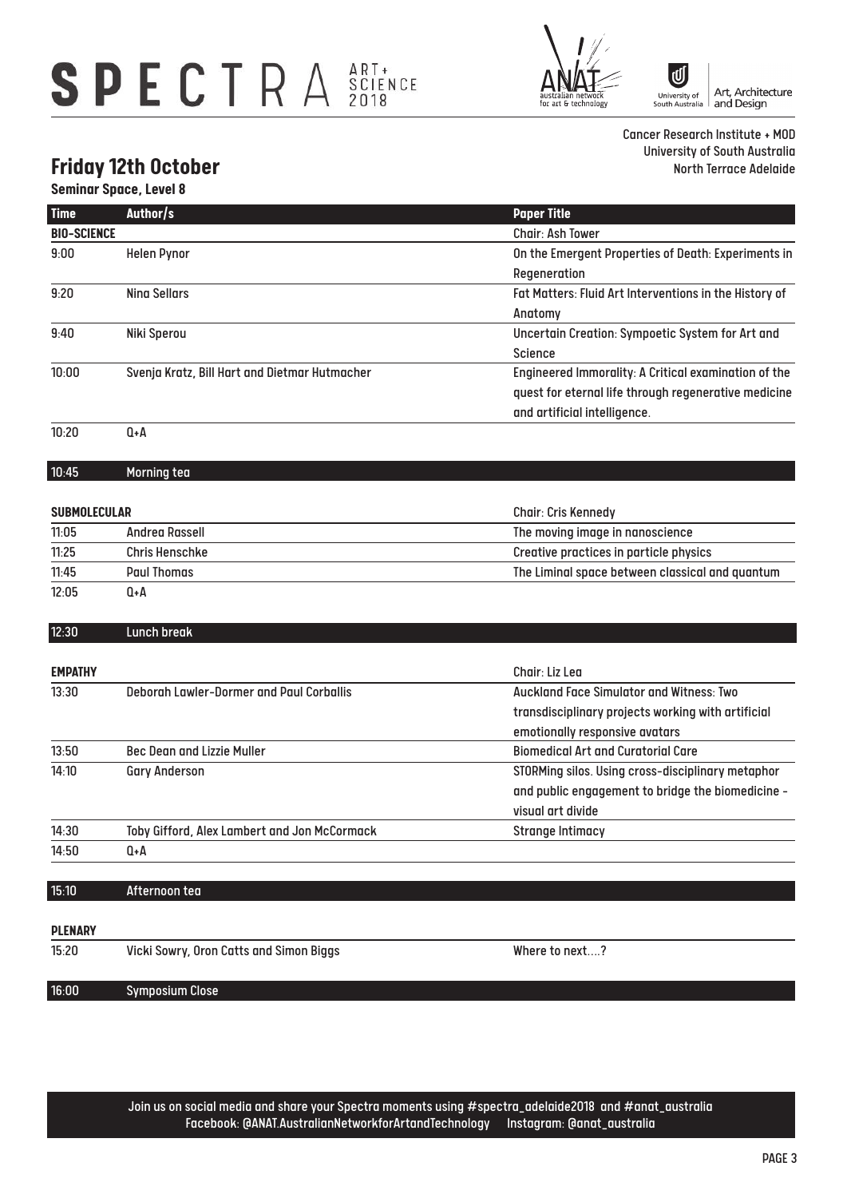SPECTRA ART + SCIENCE 2018

australian network for art & technology

University of South Australia | Art, Architecture and Design

Cancer Research Institute + MOD
University of South Australia
North Terrace Adelaide

## Friday 12th October

**Seminar Space, Level 8**

| Time | Author/s | Paper Title |
|---|---|---|
| **BIO-SCIENCE** | | Chair: Ash Tower |
| 9:00 | Helen Pynor | On the Emergent Properties of Death: Experiments in Regeneration |
| 9:20 | Nina Sellars | Fat Matters: Fluid Art Interventions in the History of Anatomy |
| 9:40 | Niki Sperou | Uncertain Creation: Sympoetic System for Art and Science |
| 10:00 | Svenja Kratz, Bill Hart and Dietmar Hutmacher | Engineered Immorality: A Critical examination of the quest for eternal life through regenerative medicine and artificial intelligence. |
| 10:20 | Q+A | |
| 10:45 | Morning tea | |
| **SUBMOLECULAR** | | Chair: Cris Kennedy |
| 11:05 | Andrea Rassell | The moving image in nanoscience |
| 11:25 | Chris Henschke | Creative practices in particle physics |
| 11:45 | Paul Thomas | The Liminal space between classical and quantum |
| 12:05 | Q+A | |
| 12:30 | Lunch break | |
| **EMPATHY** | | Chair: Liz Lea |
| 13:30 | Deborah Lawler-Dormer and Paul Corballis | Auckland Face Simulator and Witness: Two transdisciplinary projects working with artificial emotionally responsive avatars |
| 13:50 | Bec Dean and Lizzie Muller | Biomedical Art and Curatorial Care |
| 14:10 | Gary Anderson | STORMing silos. Using cross-disciplinary metaphor and public engagement to bridge the biomedicine - visual art divide |
| 14:30 | Toby Gifford, Alex Lambert and Jon McCormack | Strange Intimacy |
| 14:50 | Q+A | |
| 15:10 | Afternoon tea | |
| **PLENARY** | | |
| 15:20 | Vicki Sowry, Oron Catts and Simon Biggs | Where to next....? |
| 16:00 | Symposium Close | |

Join us on social media and share your Spectra moments using #spectra_adelaide2018 and #anat_australia
Facebook: @ANAT.AustralianNetworkforArtandTechnology Instagram: @anat_australia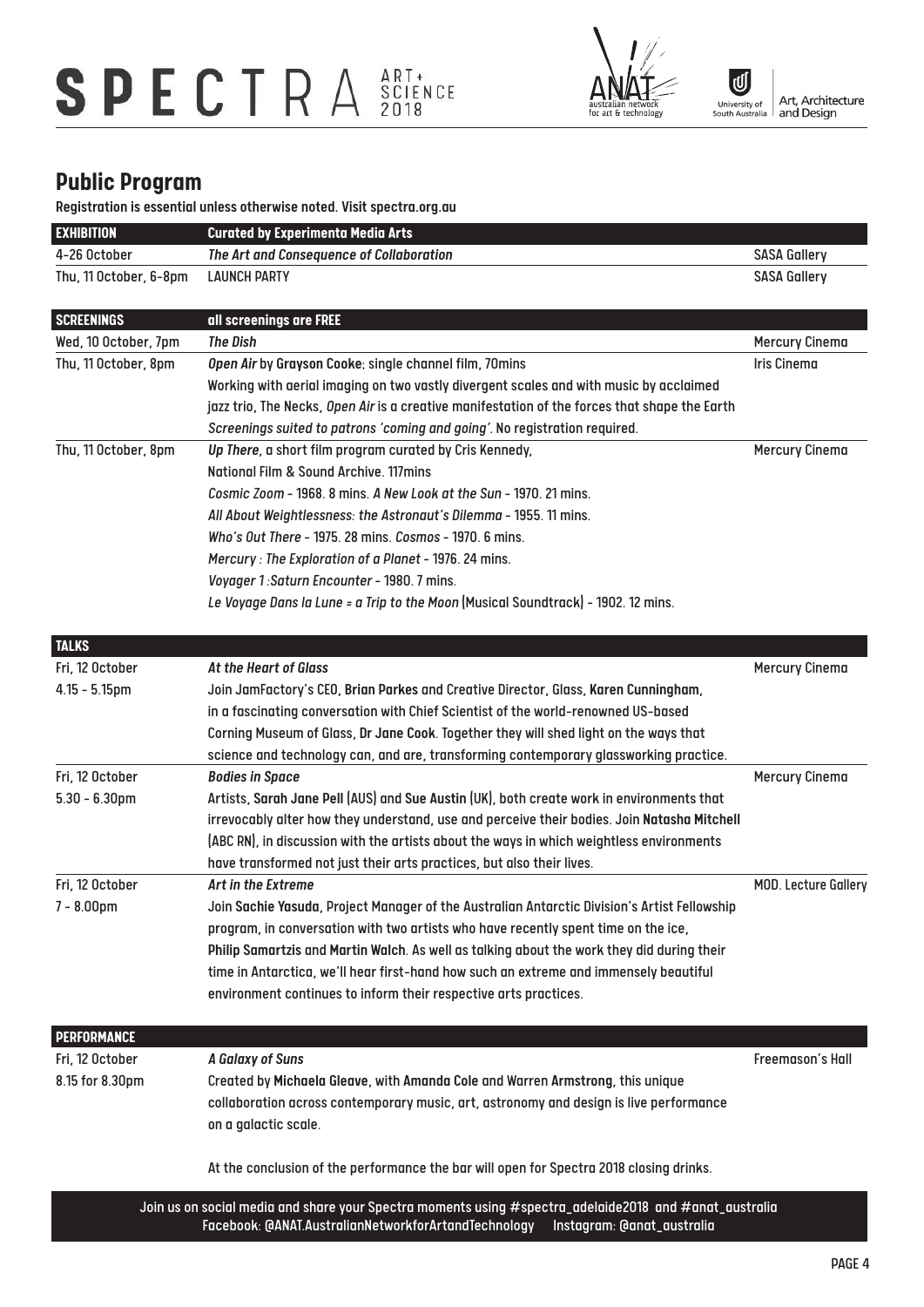SPECTRA ART+SCIENCE 2018

## Public Program

**Registration is essential unless otherwise noted. Visit spectra.org.au**

| EXHIBITION | Curated by Experimenta Media Arts | |
|---|---|---|
| 4-26 October | ***The Art and Consequence of Collaboration*** | SASA Gallery |
| Thu, 11 October, 6-8pm | LAUNCH PARTY | SASA Gallery |

| SCREENINGS | all screenings are FREE | |
|---|---|---|
| Wed, 10 October, 7pm | ***The Dish*** | Mercury Cinema |
| Thu, 11 October, 8pm | ***Open Air*** by **Grayson Cooke**; single channel film, 70mins<br>Working with aerial imaging on two vastly divergent scales and with music by acclaimed jazz trio, The Necks, *Open Air* is a creative manifestation of the forces that shape the Earth<br>*Screenings suited to patrons 'coming and going'*. No registration required. | Iris Cinema |
| Thu, 11 October, 8pm | ***Up There***, a short film program curated by Cris Kennedy, National Film & Sound Archive. 117mins<br>*Cosmic Zoom* - 1968. 8 mins. *A New Look at the Sun* - 1970. 21 mins.<br>*All About Weightlessness: the Astronaut's Dilemma* - 1955. 11 mins.<br>*Who's Out There* - 1975. 28 mins. *Cosmos* - 1970. 6 mins.<br>*Mercury : The Exploration of a Planet* - 1976. 24 mins.<br>*Voyager 1 :Saturn Encounter* - 1980. 7 mins.<br>*Le Voyage Dans la Lune = a Trip to the Moon* (Musical Soundtrack) - 1902. 12 mins. | Mercury Cinema |

| TALKS | | |
|---|---|---|
| Fri, 12 October<br>4.15 - 5.15pm | ***At the Heart of Glass***<br>Join JamFactory's CEO, **Brian Parkes** and Creative Director, Glass, **Karen Cunningham**, in a fascinating conversation with Chief Scientist of the world-renowned US-based Corning Museum of Glass, **Dr Jane Cook**. Together they will shed light on the ways that science and technology can, and are, transforming contemporary glassworking practice. | Mercury Cinema |
| Fri, 12 October<br>5.30 - 6.30pm | ***Bodies in Space***<br>Artists, **Sarah Jane Pell** (AUS) and **Sue Austin** (UK), both create work in environments that irrevocably alter how they understand, use and perceive their bodies. Join **Natasha Mitchell** (ABC RN), in discussion with the artists about the ways in which weightless environments have transformed not just their arts practices, but also their lives. | Mercury Cinema |
| Fri, 12 October<br>7 - 8.00pm | ***Art in the Extreme***<br>Join **Sachie Yasuda**, Project Manager of the Australian Antarctic Division's Artist Fellowship program, in conversation with two artists who have recently spent time on the ice, **Philip Samartzis** and **Martin Walch**. As well as talking about the work they did during their time in Antarctica, we'll hear first-hand how such an extreme and immensely beautiful environment continues to inform their respective arts practices. | MOD. Lecture Gallery |

| PERFORMANCE | | |
|---|---|---|
| Fri, 12 October<br>8.15 for 8.30pm | ***A Galaxy of Suns***<br>Created by **Michaela Gleave**, with **Amanda Cole** and Warren Armstrong, this unique collaboration across contemporary music, art, astronomy and design is live performance on a galactic scale.<br><br>At the conclusion of the performance the bar will open for Spectra 2018 closing drinks. | Freemason's Hall |

Join us on social media and share your Spectra moments using #spectra_adelaide2018 and #anat_australia
Facebook: @ANAT.AustralianNetworkforArtandTechnology Instagram: @anat_australia